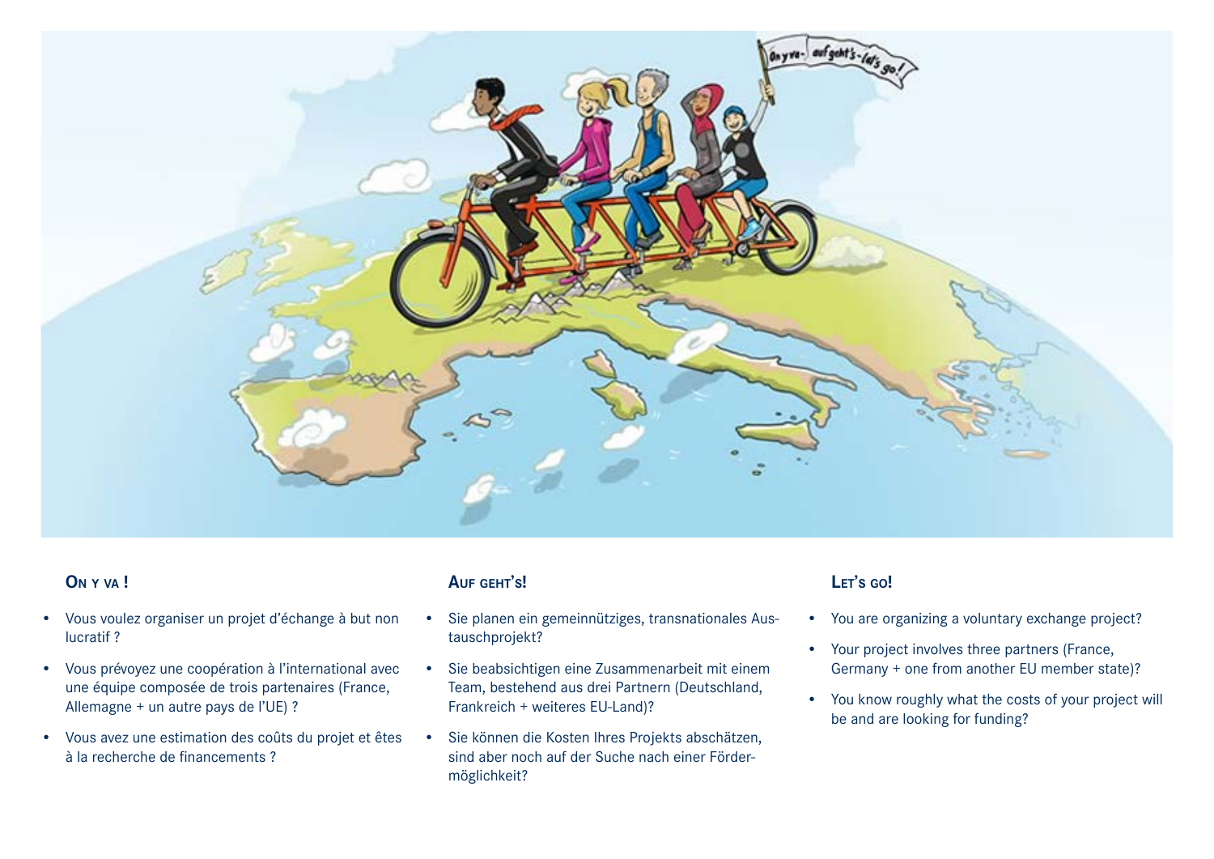## On y va !

- Vous voulez organiser un projet d’échange à but non lucratif ?
- Vous prévoyez une coopération à l’international avec une équipe composée de trois partenaires (France, Allemagne + un autre pays de l’UE) ?
- Vous avez une estimation des coûts du projet et êtes à la recherche de financements ?

## Auf geht’s!

- Sie planen ein gemeinnütziges, transnationales Austauschprojekt?
- Sie beabsichtigen eine Zusammenarbeit mit einem Team, bestehend aus drei Partnern (Deutschland, Frankreich + weiteres EU-Land)?
- Sie können die Kosten Ihres Projekts abschätzen, sind aber noch auf der Suche nach einer Fördermöglichkeit?

## Let’s go!

- You are organizing a voluntary exchange project?
- Your project involves three partners (France, Germany + one from another EU member state)?
- You know roughly what the costs of your project will be and are looking for funding?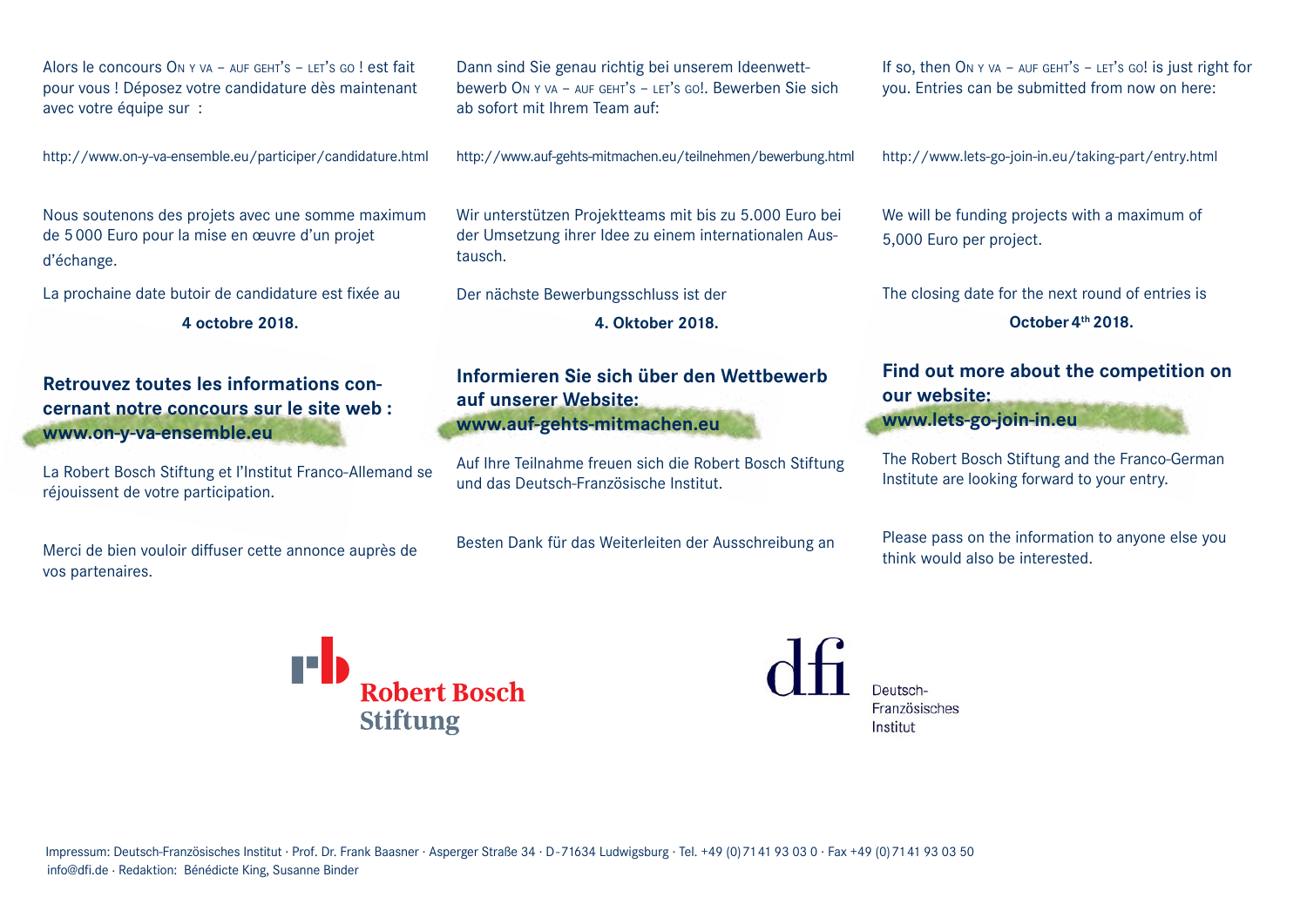Alors le concours On y va – auf geht's – let's go ! est fait pour vous ! Déposez votre candidature dès maintenant avec votre équipe sur :

http://www.on-y-va-ensemble.eu/participer/candidature.html

Nous soutenons des projets avec une somme maximum de 5 000 Euro pour la mise en œuvre d'un projet d'échange.

La prochaine date butoir de candidature est fixée au

**4 octobre 2018.**

**Retrouvez toutes les informations concernant notre concours sur le site web : www.on-y-va-ensemble.eu**

La Robert Bosch Stiftung et l'Institut Franco-Allemand se réjouissent de votre participation.

Merci de bien vouloir diffuser cette annonce auprès de vos partenaires.

Dann sind Sie genau richtig bei unserem Ideenwettbewerb On y va – auf geht's – let's go!. Bewerben Sie sich ab sofort mit Ihrem Team auf:

http://www.auf-gehts-mitmachen.eu/teilnehmen/bewerbung.html

Wir unterstützen Projektteams mit bis zu 5.000 Euro bei der Umsetzung ihrer Idee zu einem internationalen Austausch.

Der nächste Bewerbungsschluss ist der

**4. Oktober 2018.**

**Informieren Sie sich über den Wettbewerb auf unserer Website: www.auf-gehts-mitmachen.eu**

Auf Ihre Teilnahme freuen sich die Robert Bosch Stiftung und das Deutsch-Französische Institut.

Besten Dank für das Weiterleiten der Ausschreibung an

If so, then On y va – auf geht's – let's go! is just right for you. Entries can be submitted from now on here:

http://www.lets-go-join-in.eu/taking-part/entry.html

We will be funding projects with a maximum of 5,000 Euro per project.

The closing date for the next round of entries is

**October 4th 2018.**

**Find out more about the competition on our website: www.lets-go-join-in.eu**

The Robert Bosch Stiftung and the Franco-German Institute are looking forward to your entry.

Please pass on the information to anyone else you think would also be interested.

Robert Bosch Stiftung

dfi Deutsch-Französisches Institut

Impressum: Deutsch-Französisches Institut · Prof. Dr. Frank Baasner · Asperger Straße 34 · D-71634 Ludwigsburg · Tel. +49 (0)71 41 93 03 0 · Fax +49 (0)71 41 93 03 50
info@dfi.de · Redaktion: Bénédicte King, Susanne Binder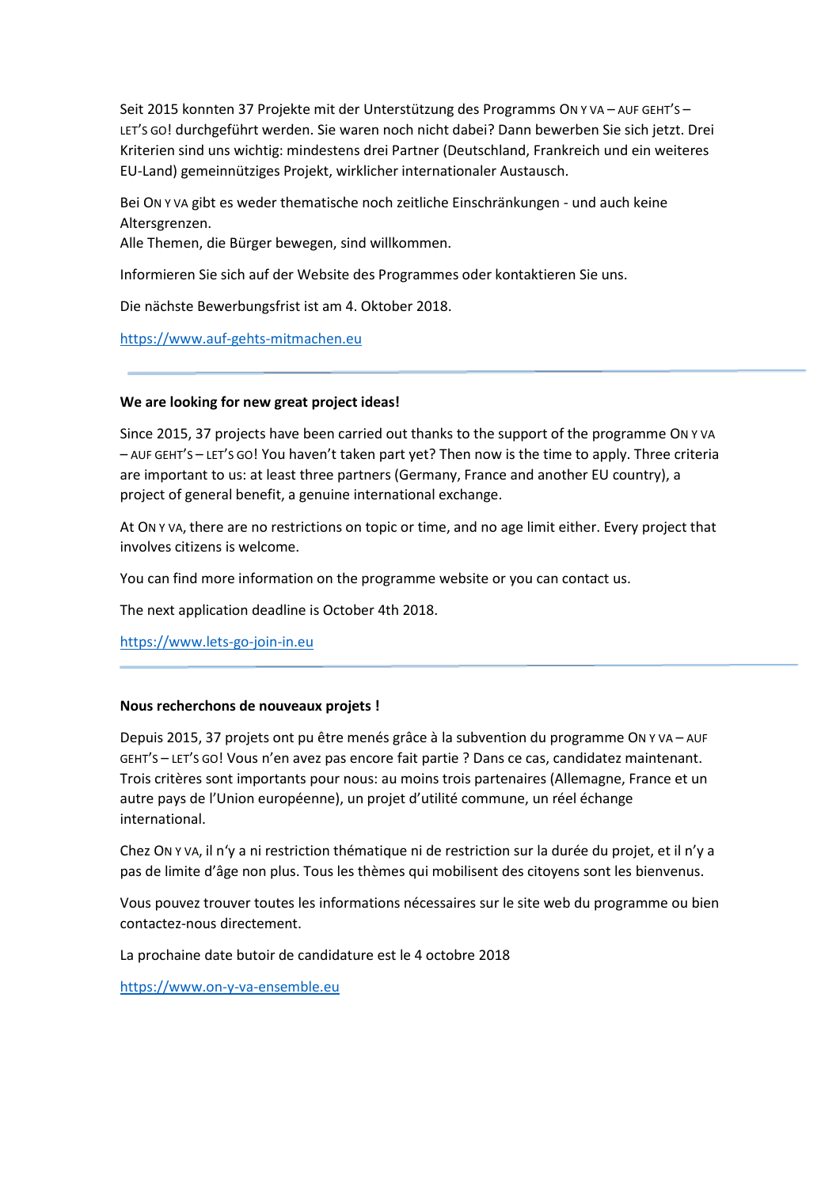Seit 2015 konnten 37 Projekte mit der Unterstützung des Programms ON Y VA – AUF GEHT'S – LET'S GO! durchgeführt werden. Sie waren noch nicht dabei? Dann bewerben Sie sich jetzt. Drei Kriterien sind uns wichtig: mindestens drei Partner (Deutschland, Frankreich und ein weiteres EU-Land) gemeinnütziges Projekt, wirklicher internationaler Austausch.

Bei ON Y VA gibt es weder thematische noch zeitliche Einschränkungen - und auch keine Altersgrenzen.
Alle Themen, die Bürger bewegen, sind willkommen.

Informieren Sie sich auf der Website des Programmes oder kontaktieren Sie uns.

Die nächste Bewerbungsfrist ist am 4. Oktober 2018.

https://www.auf-gehts-mitmachen.eu

---

**We are looking for new great project ideas!**

Since 2015, 37 projects have been carried out thanks to the support of the programme ON Y VA – AUF GEHT'S – LET'S GO! You haven't taken part yet? Then now is the time to apply. Three criteria are important to us: at least three partners (Germany, France and another EU country), a project of general benefit, a genuine international exchange.

At ON Y VA, there are no restrictions on topic or time, and no age limit either. Every project that involves citizens is welcome.

You can find more information on the programme website or you can contact us.

The next application deadline is October 4th 2018.

https://www.lets-go-join-in.eu

---

**Nous recherchons de nouveaux projets !**

Depuis 2015, 37 projets ont pu être menés grâce à la subvention du programme ON Y VA – AUF GEHT'S – LET'S GO! Vous n'en avez pas encore fait partie ? Dans ce cas, candidatez maintenant. Trois critères sont importants pour nous: au moins trois partenaires (Allemagne, France et un autre pays de l'Union européenne), un projet d'utilité commune, un réel échange international.

Chez ON Y VA, il n'y a ni restriction thématique ni de restriction sur la durée du projet, et il n'y a pas de limite d'âge non plus. Tous les thèmes qui mobilisent des citoyens sont les bienvenus.

Vous pouvez trouver toutes les informations nécessaires sur le site web du programme ou bien contactez-nous directement.

La prochaine date butoir de candidature est le 4 octobre 2018

https://www.on-y-va-ensemble.eu